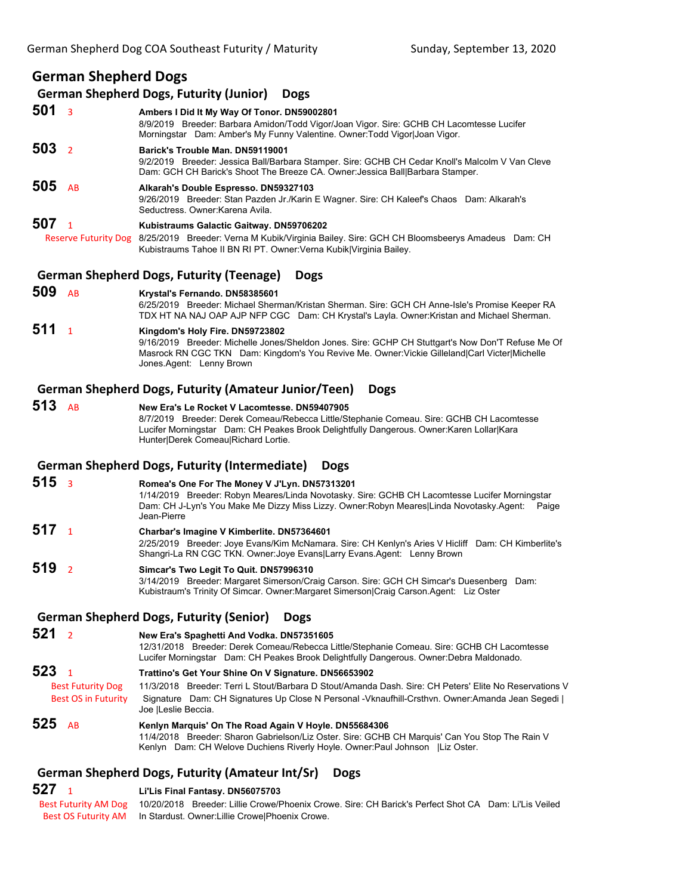# German Shepherd Dogs

## German Shepherd Dogs, Futurity (Junior) Dogs

**501** 3
**Ambers I Did It My Way Of Tonor. DN59002801**
8/9/2019 Breeder: Barbara Amidon/Todd Vigor/Joan Vigor. Sire: GCHB CH Lacomtesse Lucifer Morningstar Dam: Amber's My Funny Valentine. Owner:Todd Vigor|Joan Vigor.

**503** 2
**Barick's Trouble Man. DN59119001**
9/2/2019 Breeder: Jessica Ball/Barbara Stamper. Sire: GCHB CH Cedar Knoll's Malcolm V Van Cleve Dam: GCH CH Barick's Shoot The Breeze CA. Owner:Jessica Ball|Barbara Stamper.

**505** AB
**Alkarah's Double Espresso. DN59327103**
9/26/2019 Breeder: Stan Pazden Jr./Karin E Wagner. Sire: CH Kaleef's Chaos Dam: Alkarah's Seductress. Owner:Karena Avila.

**507** 1
Reserve Futurity Dog
**Kubistraums Galactic Gaitway. DN59706202**
8/25/2019 Breeder: Verna M Kubik/Virginia Bailey. Sire: GCH CH Bloomsbeerys Amadeus Dam: CH Kubistraums Tahoe II BN RI PT. Owner:Verna Kubik|Virginia Bailey.

## German Shepherd Dogs, Futurity (Teenage) Dogs

**509** AB
**Krystal's Fernando. DN58385601**
6/25/2019 Breeder: Michael Sherman/Kristan Sherman. Sire: GCH CH Anne-Isle's Promise Keeper RA TDX HT NA NAJ OAP AJP NFP CGC Dam: CH Krystal's Layla. Owner:Kristan and Michael Sherman.

**511** 1
**Kingdom's Holy Fire. DN59723802**
9/16/2019 Breeder: Michelle Jones/Sheldon Jones. Sire: GCHP CH Stuttgart's Now Don'T Refuse Me Of Masrock RN CGC TKN Dam: Kingdom's You Revive Me. Owner:Vickie Gilleland|Carl Victer|Michelle Jones.Agent: Lenny Brown

## German Shepherd Dogs, Futurity (Amateur Junior/Teen) Dogs

**513** AB
**New Era's Le Rocket V Lacomtesse. DN59407905**
8/7/2019 Breeder: Derek Comeau/Rebecca Little/Stephanie Comeau. Sire: GCHB CH Lacomtesse Lucifer Morningstar Dam: CH Peakes Brook Delightfully Dangerous. Owner:Karen Lollar|Kara Hunter|Derek Comeau|Richard Lortie.

## German Shepherd Dogs, Futurity (Intermediate) Dogs

**515** 3
**Romea's One For The Money V J'Lyn. DN57313201**
1/14/2019 Breeder: Robyn Meares/Linda Novotasky. Sire: GCHB CH Lacomtesse Lucifer Morningstar Dam: CH J-Lyn's You Make Me Dizzy Miss Lizzy. Owner:Robyn Meares|Linda Novotasky.Agent: Paige Jean-Pierre

**517** 1
**Charbar's Imagine V Kimberlite. DN57364601**
2/25/2019 Breeder: Joye Evans/Kim McNamara. Sire: CH Kenlyn's Aries V Hicliff Dam: CH Kimberlite's Shangri-La RN CGC TKN. Owner:Joye Evans|Larry Evans.Agent: Lenny Brown

**519** 2
**Simcar's Two Legit To Quit. DN57996310**
3/14/2019 Breeder: Margaret Simerson/Craig Carson. Sire: GCH CH Simcar's Duesenberg Dam: Kubistraum's Trinity Of Simcar. Owner:Margaret Simerson|Craig Carson.Agent: Liz Oster

## German Shepherd Dogs, Futurity (Senior) Dogs

**521** 2
**New Era's Spaghetti And Vodka. DN57351605**
12/31/2018 Breeder: Derek Comeau/Rebecca Little/Stephanie Comeau. Sire: GCHB CH Lacomtesse Lucifer Morningstar Dam: CH Peakes Brook Delightfully Dangerous. Owner:Debra Maldonado.

**523** 1
Best Futurity Dog
Best OS in Futurity
**Trattino's Get Your Shine On V Signature. DN56653902**
11/3/2018 Breeder: Terri L Stout/Barbara D Stout/Amanda Dash. Sire: CH Peters' Elite No Reservations V Signature Dam: CH Signatures Up Close N Personal -Vknaufhill-Crsthvn. Owner:Amanda Jean Segedi | Joe |Leslie Beccia.

**525** AB
**Kenlyn Marquis' On The Road Again V Hoyle. DN55684306**
11/4/2018 Breeder: Sharon Gabrielson/Liz Oster. Sire: GCHB CH Marquis' Can You Stop The Rain V Kenlyn Dam: CH Welove Duchiens Riverly Hoyle. Owner:Paul Johnson |Liz Oster.

## German Shepherd Dogs, Futurity (Amateur Int/Sr) Dogs

**527** 1
Best Futurity AM Dog
Best OS Futurity AM
**Li'Lis Final Fantasy. DN56075703**
10/20/2018 Breeder: Lillie Crowe/Phoenix Crowe. Sire: CH Barick's Perfect Shot CA Dam: Li'Lis Veiled In Stardust. Owner:Lillie Crowe|Phoenix Crowe.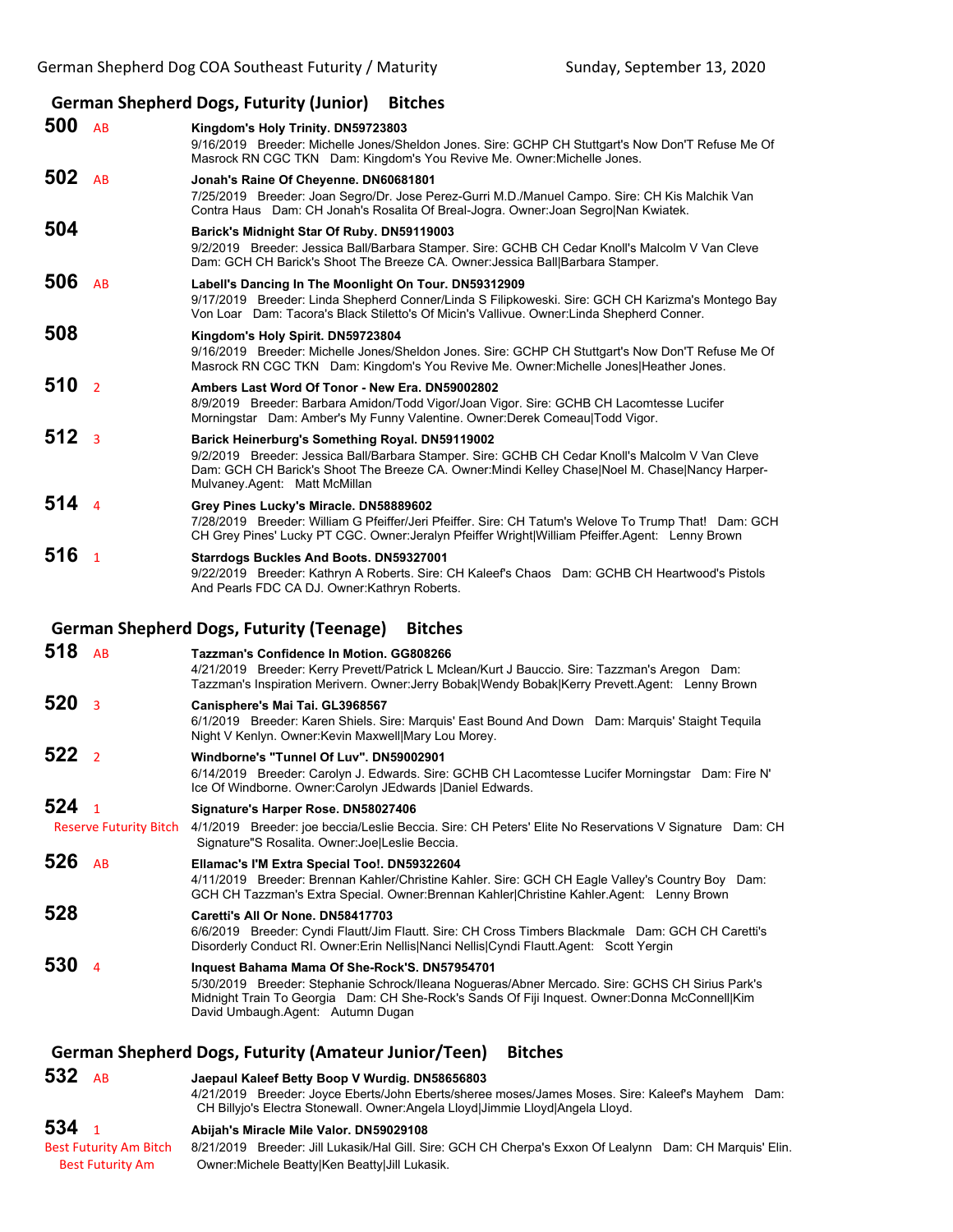## German Shepherd Dogs, Futurity (Junior) Bitches

**500** AB
**Kingdom's Holy Trinity. DN59723803**
9/16/2019 Breeder: Michelle Jones/Sheldon Jones. Sire: GCHP CH Stuttgart's Now Don'T Refuse Me Of Masrock RN CGC TKN Dam: Kingdom's You Revive Me. Owner:Michelle Jones.

**502** AB
**Jonah's Raine Of Cheyenne. DN60681801**
7/25/2019 Breeder: Joan Segro/Dr. Jose Perez-Gurri M.D./Manuel Campo. Sire: CH Kis Malchik Van Contra Haus Dam: CH Jonah's Rosalita Of Breal-Jogra. Owner:Joan Segro|Nan Kwiatek.

**504**
**Barick's Midnight Star Of Ruby. DN59119003**
9/2/2019 Breeder: Jessica Ball/Barbara Stamper. Sire: GCHB CH Cedar Knoll's Malcolm V Van Cleve Dam: GCH CH Barick's Shoot The Breeze CA. Owner:Jessica Ball|Barbara Stamper.

**506** AB
**Labell's Dancing In The Moonlight On Tour. DN59312909**
9/17/2019 Breeder: Linda Shepherd Conner/Linda S Filipkoweski. Sire: GCH CH Karizma's Montego Bay Von Loar Dam: Tacora's Black Stiletto's Of Micin's Vallivue. Owner:Linda Shepherd Conner.

**508**
**Kingdom's Holy Spirit. DN59723804**
9/16/2019 Breeder: Michelle Jones/Sheldon Jones. Sire: GCHP CH Stuttgart's Now Don'T Refuse Me Of Masrock RN CGC TKN Dam: Kingdom's You Revive Me. Owner:Michelle Jones|Heather Jones.

**510** 2
**Ambers Last Word Of Tonor - New Era. DN59002802**
8/9/2019 Breeder: Barbara Amidon/Todd Vigor/Joan Vigor. Sire: GCHB CH Lacomtesse Lucifer Morningstar Dam: Amber's My Funny Valentine. Owner:Derek Comeau|Todd Vigor.

**512** 3
**Barick Heinerburg's Something Royal. DN59119002**
9/2/2019 Breeder: Jessica Ball/Barbara Stamper. Sire: GCHB CH Cedar Knoll's Malcolm V Van Cleve Dam: GCH CH Barick's Shoot The Breeze CA. Owner:Mindi Kelley Chase|Noel M. Chase|Nancy Harper-Mulvaney.Agent: Matt McMillan

**514** 4
**Grey Pines Lucky's Miracle. DN58889602**
7/28/2019 Breeder: William G Pfeiffer/Jeri Pfeiffer. Sire: CH Tatum's Welove To Trump That! Dam: GCH CH Grey Pines' Lucky PT CGC. Owner:Jeralyn Pfeiffer Wright|William Pfeiffer.Agent: Lenny Brown

**516** 1
**Starrdogs Buckles And Boots. DN59327001**
9/22/2019 Breeder: Kathryn A Roberts. Sire: CH Kaleef's Chaos Dam: GCHB CH Heartwood's Pistols And Pearls FDC CA DJ. Owner:Kathryn Roberts.

## German Shepherd Dogs, Futurity (Teenage) Bitches

**518** AB
**Tazzman's Confidence In Motion. GG808266**
4/21/2019 Breeder: Kerry Prevett/Patrick L Mclean/Kurt J Bauccio. Sire: Tazzman's Aregon Dam: Tazzman's Inspiration Merivern. Owner:Jerry Bobak|Wendy Bobak|Kerry Prevett.Agent: Lenny Brown

**520** 3
**Canisphere's Mai Tai. GL3968567**
6/1/2019 Breeder: Karen Shiels. Sire: Marquis' East Bound And Down Dam: Marquis' Staight Tequila Night V Kenlyn. Owner:Kevin Maxwell|Mary Lou Morey.

**522** 2
**Windborne's "Tunnel Of Luv". DN59002901**
6/14/2019 Breeder: Carolyn J. Edwards. Sire: GCHB CH Lacomtesse Lucifer Morningstar Dam: Fire N' Ice Of Windborne. Owner:Carolyn JEdwards |Daniel Edwards.

**524** 1 Reserve Futurity Bitch
**Signature's Harper Rose. DN58027406**
4/1/2019 Breeder: joe beccia/Leslie Beccia. Sire: CH Peters' Elite No Reservations V Signature Dam: CH Signature"S Rosalita. Owner:Joe|Leslie Beccia.

**526** AB
**Ellamac's I'M Extra Special Too!. DN59322604**
4/11/2019 Breeder: Brennan Kahler/Christine Kahler. Sire: GCH CH Eagle Valley's Country Boy Dam: GCH CH Tazzman's Extra Special. Owner:Brennan Kahler|Christine Kahler.Agent: Lenny Brown

**528**
**Caretti's All Or None. DN58417703**
6/6/2019 Breeder: Cyndi Flautt/Jim Flautt. Sire: CH Cross Timbers Blackmale Dam: GCH CH Caretti's Disorderly Conduct RI. Owner:Erin Nellis|Nanci Nellis|Cyndi Flautt.Agent: Scott Yergin

**530** 4
**Inquest Bahama Mama Of She-Rock'S. DN57954701**
5/30/2019 Breeder: Stephanie Schrock/Ileana Nogueras/Abner Mercado. Sire: GCHS CH Sirius Park's Midnight Train To Georgia Dam: CH She-Rock's Sands Of Fiji Inquest. Owner:Donna McConnell|Kim David Umbaugh.Agent: Autumn Dugan

## German Shepherd Dogs, Futurity (Amateur Junior/Teen) Bitches

**532** AB
**Jaepaul Kaleef Betty Boop V Wurdig. DN58656803**
4/21/2019 Breeder: Joyce Eberts/John Eberts/sheree moses/James Moses. Sire: Kaleef's Mayhem Dam: CH Billyjo's Electra Stonewall. Owner:Angela Lloyd|Jimmie Lloyd|Angela Lloyd.

**534** 1 Best Futurity Am Bitch, Best Futurity Am
**Abijah's Miracle Mile Valor. DN59029108**
8/21/2019 Breeder: Jill Lukasik/Hal Gill. Sire: GCH CH Cherpa's Exxon Of Lealynn Dam: CH Marquis' Elin. Owner:Michele Beatty|Ken Beatty|Jill Lukasik.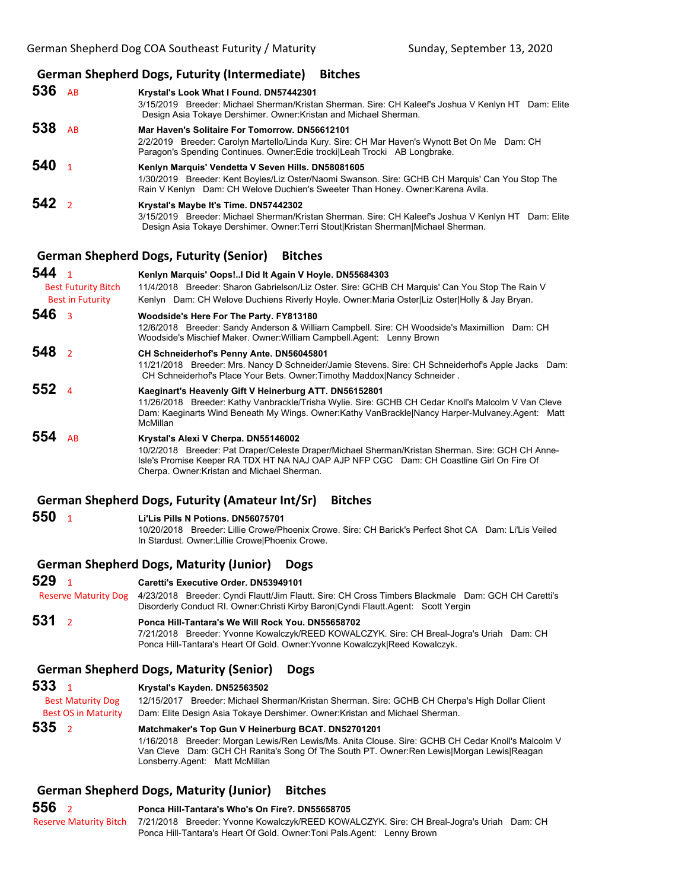## German Shepherd Dogs, Futurity (Intermediate) Bitches

**536** AB
**Krystal's Look What I Found. DN57442301**
3/15/2019 Breeder: Michael Sherman/Kristan Sherman. Sire: CH Kaleef's Joshua V Kenlyn HT Dam: Elite Design Asia Tokaye Dershimer. Owner:Kristan and Michael Sherman.

**538** AB
**Mar Haven's Solitaire For Tomorrow. DN56612101**
2/2/2019 Breeder: Carolyn Martello/Linda Kury. Sire: CH Mar Haven's Wynott Bet On Me Dam: CH Paragon's Spending Continues. Owner:Edie trocki|Leah Trocki AB Longbrake.

**540** 1
**Kenlyn Marquis' Vendetta V Seven Hills. DN58081605**
1/30/2019 Breeder: Kent Boyles/Liz Oster/Naomi Swanson. Sire: GCHB CH Marquis' Can You Stop The Rain V Kenlyn Dam: CH Welove Duchien's Sweeter Than Honey. Owner:Karena Avila.

**542** 2
**Krystal's Maybe It's Time. DN57442302**
3/15/2019 Breeder: Michael Sherman/Kristan Sherman. Sire: CH Kaleef's Joshua V Kenlyn HT Dam: Elite Design Asia Tokaye Dershimer. Owner:Terri Stout|Kristan Sherman|Michael Sherman.

## German Shepherd Dogs, Futurity (Senior) Bitches

**544** 1
Best Futurity Bitch
Best in Futurity
**Kenlyn Marquis' Oops!..I Did It Again V Hoyle. DN55684303**
11/4/2018 Breeder: Sharon Gabrielson/Liz Oster. Sire: GCHB CH Marquis' Can You Stop The Rain V Kenlyn Dam: CH Welove Duchiens Riverly Hoyle. Owner:Maria Oster|Liz Oster|Holly & Jay Bryan.

**546** 3
**Woodside's Here For The Party. FY813180**
12/6/2018 Breeder: Sandy Anderson & William Campbell. Sire: CH Woodside's Maximillion Dam: CH Woodside's Mischief Maker. Owner:William Campbell.Agent: Lenny Brown

**548** 2
**CH Schneiderhof's Penny Ante. DN56045801**
11/21/2018 Breeder: Mrs. Nancy D Schneider/Jamie Stevens. Sire: CH Schneiderhof's Apple Jacks Dam: CH Schneiderhof's Place Your Bets. Owner:Timothy Maddox|Nancy Schneider .

**552** 4
**Kaeginart's Heavenly Gift V Heinerburg ATT. DN56152801**
11/26/2018 Breeder: Kathy Vanbrackle/Trisha Wylie. Sire: GCHB CH Cedar Knoll's Malcolm V Van Cleve Dam: Kaeginarts Wind Beneath My Wings. Owner:Kathy VanBrackle|Nancy Harper-Mulvaney.Agent: Matt McMillan

**554** AB
**Krystal's Alexi V Cherpa. DN55146002**
10/2/2018 Breeder: Pat Draper/Celeste Draper/Michael Sherman/Kristan Sherman. Sire: GCH CH Anne-Isle's Promise Keeper RA TDX HT NA NAJ OAP AJP NFP CGC Dam: CH Coastline Girl On Fire Of Cherpa. Owner:Kristan and Michael Sherman.

## German Shepherd Dogs, Futurity (Amateur Int/Sr) Bitches

**550** 1
**Li'Lis Pills N Potions. DN56075701**
10/20/2018 Breeder: Lillie Crowe/Phoenix Crowe. Sire: CH Barick's Perfect Shot CA Dam: Li'Lis Veiled In Stardust. Owner:Lillie Crowe|Phoenix Crowe.

## German Shepherd Dogs, Maturity (Junior) Dogs

**529** 1
Reserve Maturity Dog
**Caretti's Executive Order. DN53949101**
4/23/2018 Breeder: Cyndi Flautt/Jim Flautt. Sire: CH Cross Timbers Blackmale Dam: GCH CH Caretti's Disorderly Conduct RI. Owner:Christi Kirby Baron|Cyndi Flautt.Agent: Scott Yergin

**531** 2
**Ponca Hill-Tantara's We Will Rock You. DN55658702**
7/21/2018 Breeder: Yvonne Kowalczyk/REED KOWALCZYK. Sire: CH Breal-Jogra's Uriah Dam: CH Ponca Hill-Tantara's Heart Of Gold. Owner:Yvonne Kowalczyk|Reed Kowalczyk.

## German Shepherd Dogs, Maturity (Senior) Dogs

**533** 1
Best Maturity Dog
Best OS in Maturity
**Krystal's Kayden. DN52563502**
12/15/2017 Breeder: Michael Sherman/Kristan Sherman. Sire: GCHB CH Cherpa's High Dollar Client Dam: Elite Design Asia Tokaye Dershimer. Owner:Kristan and Michael Sherman.

**535** 2
**Matchmaker's Top Gun V Heinerburg BCAT. DN52701201**
1/16/2018 Breeder: Morgan Lewis/Ren Lewis/Ms. Anita Clouse. Sire: GCHB CH Cedar Knoll's Malcolm V Van Cleve Dam: GCH CH Ranita's Song Of The South PT. Owner:Ren Lewis|Morgan Lewis|Reagan Lonsberry.Agent: Matt McMillan

## German Shepherd Dogs, Maturity (Junior) Bitches

**556** 2
Reserve Maturity Bitch
**Ponca Hill-Tantara's Who's On Fire?. DN55658705**
7/21/2018 Breeder: Yvonne Kowalczyk/REED KOWALCZYK. Sire: CH Breal-Jogra's Uriah Dam: CH Ponca Hill-Tantara's Heart Of Gold. Owner:Toni Pals.Agent: Lenny Brown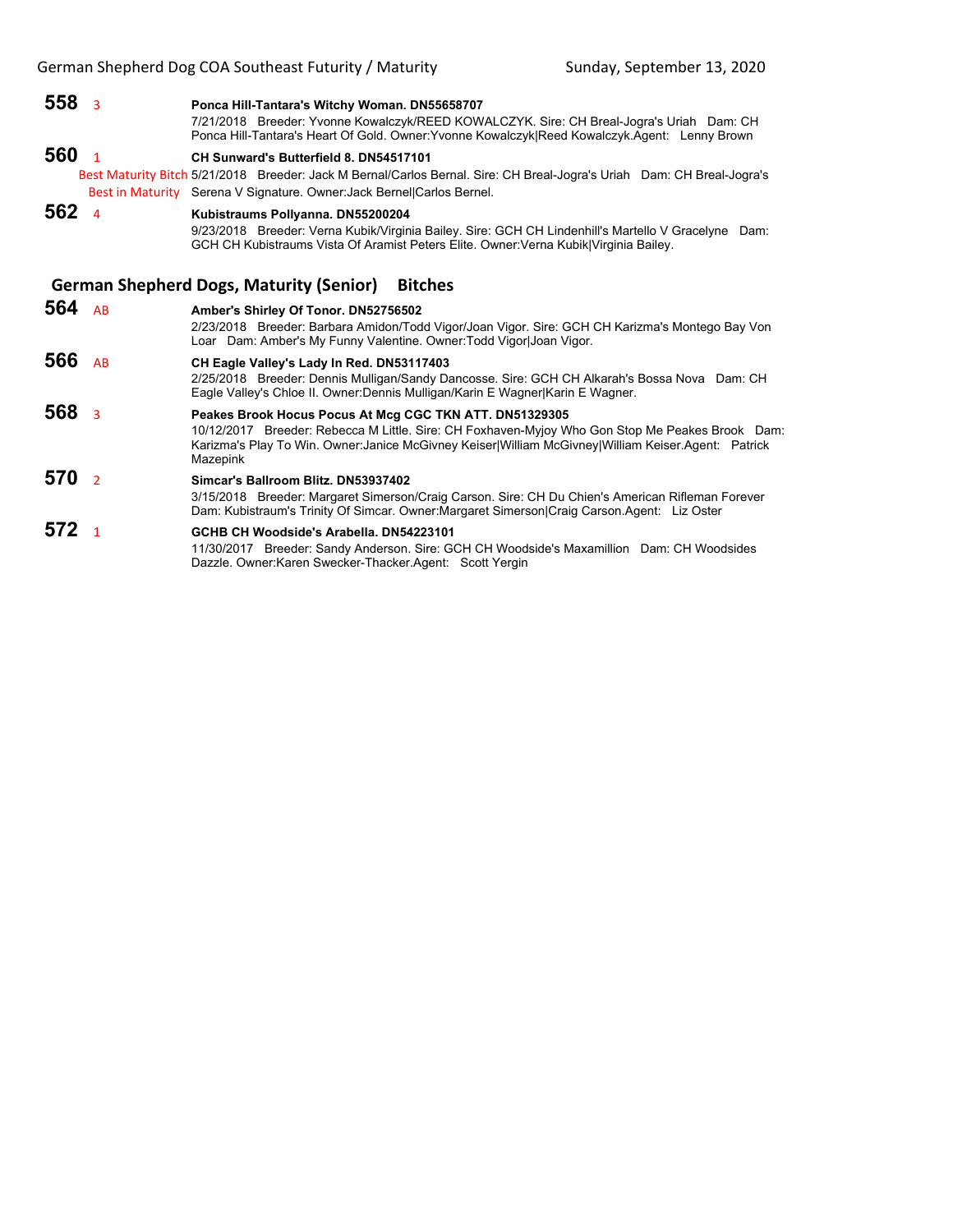**558** 3 **Ponca Hill-Tantara's Witchy Woman. DN55658707**
7/21/2018 Breeder: Yvonne Kowalczyk/REED KOWALCZYK. Sire: CH Breal-Jogra's Uriah Dam: CH Ponca Hill-Tantara's Heart Of Gold. Owner:Yvonne Kowalczyk|Reed Kowalczyk.Agent: Lenny Brown

**560** 1 **CH Sunward's Butterfield 8. DN54517101**
Best Maturity Bitch 5/21/2018 Breeder: Jack M Bernal/Carlos Bernal. Sire: CH Breal-Jogra's Uriah Dam: CH Breal-Jogra's
Best in Maturity Serena V Signature. Owner:Jack Bernel|Carlos Bernel.

**562** 4 **Kubistraums Pollyanna. DN55200204**
9/23/2018 Breeder: Verna Kubik/Virginia Bailey. Sire: GCH CH Lindenhill's Martello V Gracelyne Dam: GCH CH Kubistraums Vista Of Aramist Peters Elite. Owner:Verna Kubik|Virginia Bailey.

## German Shepherd Dogs, Maturity (Senior) Bitches

**564** AB **Amber's Shirley Of Tonor. DN52756502**
2/23/2018 Breeder: Barbara Amidon/Todd Vigor/Joan Vigor. Sire: GCH CH Karizma's Montego Bay Von Loar Dam: Amber's My Funny Valentine. Owner:Todd Vigor|Joan Vigor.

**566** AB **CH Eagle Valley's Lady In Red. DN53117403**
2/25/2018 Breeder: Dennis Mulligan/Sandy Dancosse. Sire: GCH CH Alkarah's Bossa Nova Dam: CH Eagle Valley's Chloe II. Owner:Dennis Mulligan/Karin E Wagner|Karin E Wagner.

**568** 3 **Peakes Brook Hocus Pocus At Mcg CGC TKN ATT. DN51329305**
10/12/2017 Breeder: Rebecca M Little. Sire: CH Foxhaven-Myjoy Who Gon Stop Me Peakes Brook Dam: Karizma's Play To Win. Owner:Janice McGivney Keiser|William McGivney|William Keiser.Agent: Patrick Mazepink

**570** 2 **Simcar's Ballroom Blitz. DN53937402**
3/15/2018 Breeder: Margaret Simerson/Craig Carson. Sire: CH Du Chien's American Rifleman Forever Dam: Kubistraum's Trinity Of Simcar. Owner:Margaret Simerson|Craig Carson.Agent: Liz Oster

**572** 1 **GCHB CH Woodside's Arabella. DN54223101**
11/30/2017 Breeder: Sandy Anderson. Sire: GCH CH Woodside's Maxamillion Dam: CH Woodsides Dazzle. Owner:Karen Swecker-Thacker.Agent: Scott Yergin